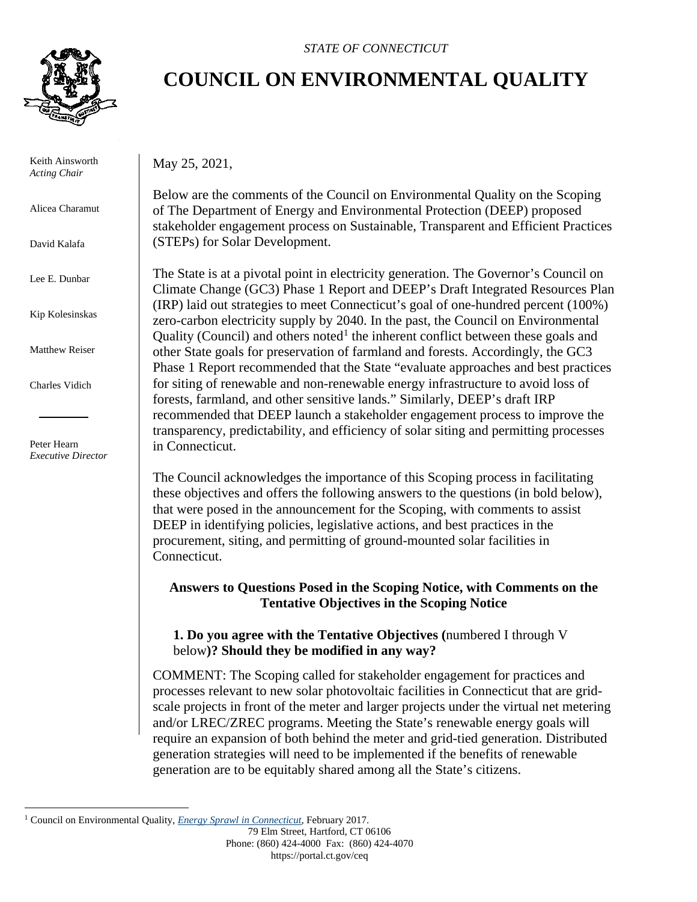*STATE OF CONNECTICUT*

# COUNCIL ON ENVIRONMENTAL QUALITY

Keith Ainsworth
*Acting Chair*

Alicea Charamut

David Kalafa

Lee E. Dunbar

Kip Kolesinskas

Matthew Reiser

Charles Vidich

Peter Hearn
*Executive Director*

May 25, 2021,

Below are the comments of the Council on Environmental Quality on the Scoping of The Department of Energy and Environmental Protection (DEEP) proposed stakeholder engagement process on Sustainable, Transparent and Efficient Practices (STEPs) for Solar Development.

The State is at a pivotal point in electricity generation. The Governor's Council on Climate Change (GC3) Phase 1 Report and DEEP's Draft Integrated Resources Plan (IRP) laid out strategies to meet Connecticut's goal of one-hundred percent (100%) zero-carbon electricity supply by 2040. In the past, the Council on Environmental Quality (Council) and others noted[1] the inherent conflict between these goals and other State goals for preservation of farmland and forests. Accordingly, the GC3 Phase 1 Report recommended that the State "evaluate approaches and best practices for siting of renewable and non-renewable energy infrastructure to avoid loss of forests, farmland, and other sensitive lands." Similarly, DEEP's draft IRP recommended that DEEP launch a stakeholder engagement process to improve the transparency, predictability, and efficiency of solar siting and permitting processes in Connecticut.

The Council acknowledges the importance of this Scoping process in facilitating these objectives and offers the following answers to the questions (in bold below), that were posed in the announcement for the Scoping, with comments to assist DEEP in identifying policies, legislative actions, and best practices in the procurement, siting, and permitting of ground-mounted solar facilities in Connecticut.

### Answers to Questions Posed in the Scoping Notice, with Comments on the Tentative Objectives in the Scoping Notice

**1. Do you agree with the Tentative Objectives (**numbered I through V below**)? Should they be modified in any way?**

COMMENT: The Scoping called for stakeholder engagement for practices and processes relevant to new solar photovoltaic facilities in Connecticut that are grid-scale projects in front of the meter and larger projects under the virtual net metering and/or LREC/ZREC programs. Meeting the State's renewable energy goals will require an expansion of both behind the meter and grid-tied generation. Distributed generation strategies will need to be implemented if the benefits of renewable generation are to be equitably shared among all the State's citizens.

[1] Council on Environmental Quality, *Energy Sprawl in Connecticut*, February 2017.

79 Elm Street, Hartford, CT 06106
Phone: (860) 424-4000 Fax: (860) 424-4070
https://portal.ct.gov/ceq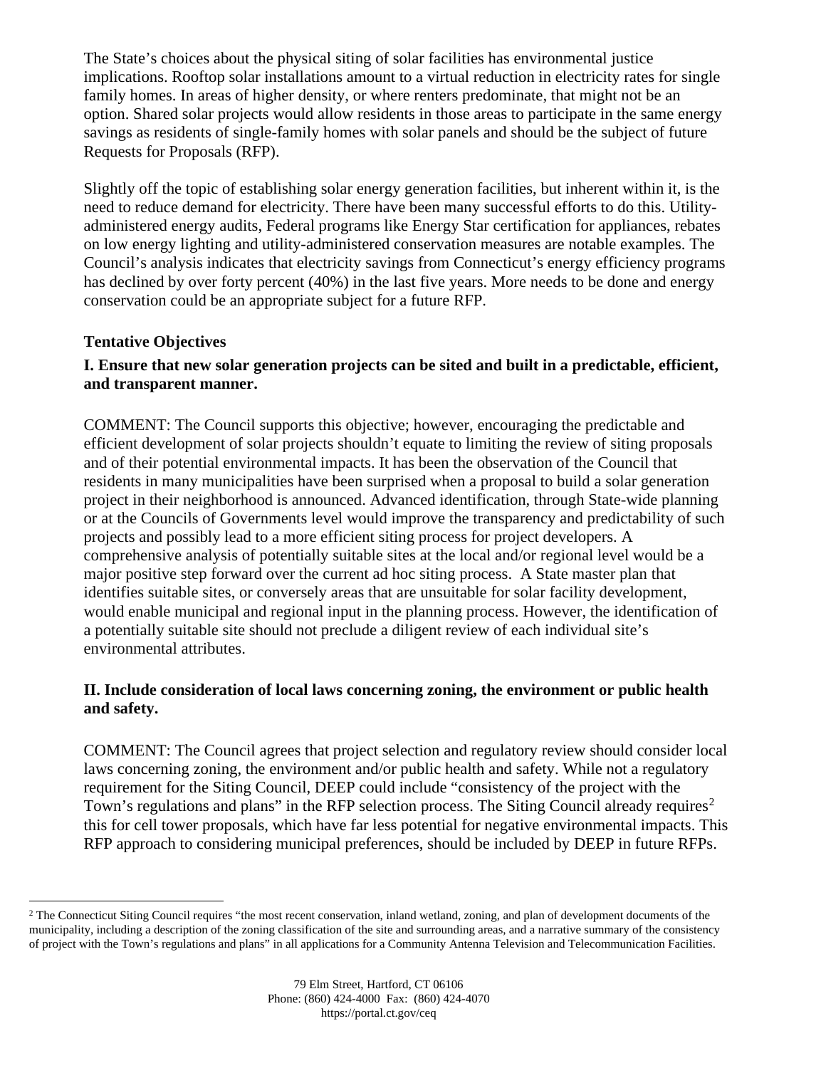The State's choices about the physical siting of solar facilities has environmental justice implications. Rooftop solar installations amount to a virtual reduction in electricity rates for single family homes. In areas of higher density, or where renters predominate, that might not be an option. Shared solar projects would allow residents in those areas to participate in the same energy savings as residents of single-family homes with solar panels and should be the subject of future Requests for Proposals (RFP).

Slightly off the topic of establishing solar energy generation facilities, but inherent within it, is the need to reduce demand for electricity. There have been many successful efforts to do this. Utility-administered energy audits, Federal programs like Energy Star certification for appliances, rebates on low energy lighting and utility-administered conservation measures are notable examples. The Council's analysis indicates that electricity savings from Connecticut's energy efficiency programs has declined by over forty percent (40%) in the last five years. More needs to be done and energy conservation could be an appropriate subject for a future RFP.

**Tentative Objectives**

**I. Ensure that new solar generation projects can be sited and built in a predictable, efficient, and transparent manner.**

COMMENT: The Council supports this objective; however, encouraging the predictable and efficient development of solar projects shouldn't equate to limiting the review of siting proposals and of their potential environmental impacts. It has been the observation of the Council that residents in many municipalities have been surprised when a proposal to build a solar generation project in their neighborhood is announced. Advanced identification, through State-wide planning or at the Councils of Governments level would improve the transparency and predictability of such projects and possibly lead to a more efficient siting process for project developers. A comprehensive analysis of potentially suitable sites at the local and/or regional level would be a major positive step forward over the current ad hoc siting process. A State master plan that identifies suitable sites, or conversely areas that are unsuitable for solar facility development, would enable municipal and regional input in the planning process. However, the identification of a potentially suitable site should not preclude a diligent review of each individual site's environmental attributes.

**II. Include consideration of local laws concerning zoning, the environment or public health and safety.**

COMMENT: The Council agrees that project selection and regulatory review should consider local laws concerning zoning, the environment and/or public health and safety. While not a regulatory requirement for the Siting Council, DEEP could include "consistency of the project with the Town's regulations and plans" in the RFP selection process. The Siting Council already requires[2] this for cell tower proposals, which have far less potential for negative environmental impacts. This RFP approach to considering municipal preferences, should be included by DEEP in future RFPs.

[2] The Connecticut Siting Council requires "the most recent conservation, inland wetland, zoning, and plan of development documents of the municipality, including a description of the zoning classification of the site and surrounding areas, and a narrative summary of the consistency of project with the Town's regulations and plans" in all applications for a Community Antenna Television and Telecommunication Facilities.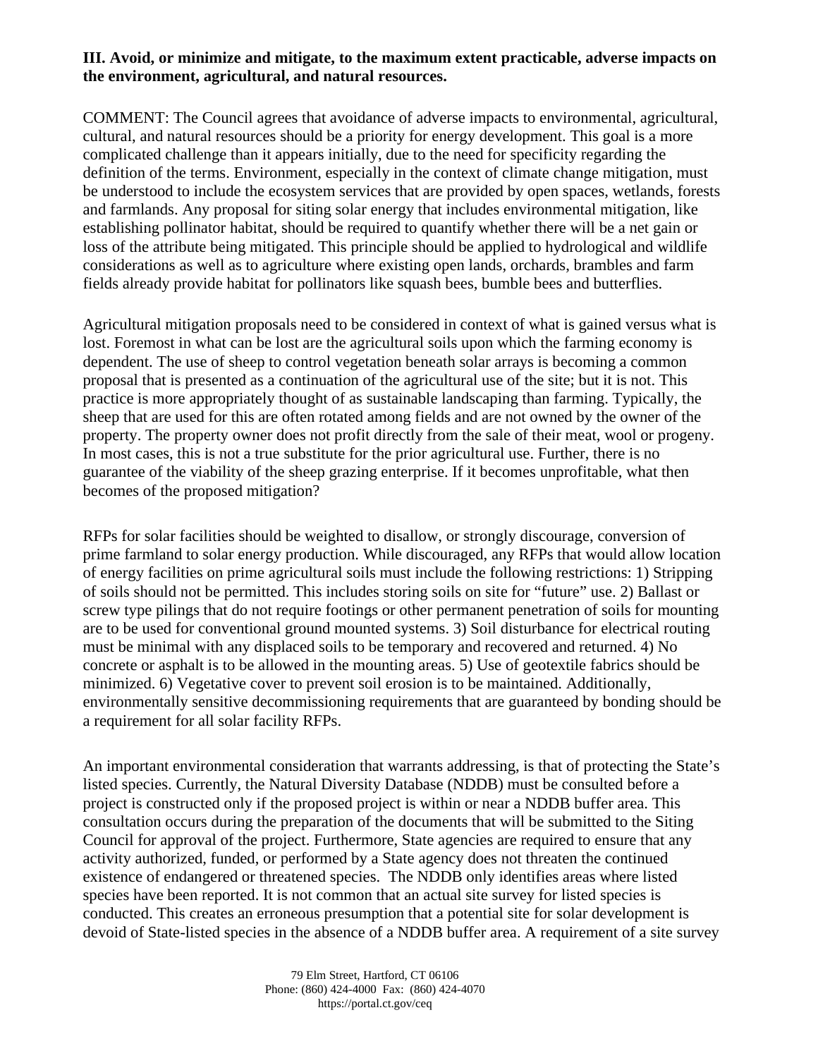**III. Avoid, or minimize and mitigate, to the maximum extent practicable, adverse impacts on the environment, agricultural, and natural resources.**

COMMENT: The Council agrees that avoidance of adverse impacts to environmental, agricultural, cultural, and natural resources should be a priority for energy development. This goal is a more complicated challenge than it appears initially, due to the need for specificity regarding the definition of the terms. Environment, especially in the context of climate change mitigation, must be understood to include the ecosystem services that are provided by open spaces, wetlands, forests and farmlands. Any proposal for siting solar energy that includes environmental mitigation, like establishing pollinator habitat, should be required to quantify whether there will be a net gain or loss of the attribute being mitigated. This principle should be applied to hydrological and wildlife considerations as well as to agriculture where existing open lands, orchards, brambles and farm fields already provide habitat for pollinators like squash bees, bumble bees and butterflies.

Agricultural mitigation proposals need to be considered in context of what is gained versus what is lost. Foremost in what can be lost are the agricultural soils upon which the farming economy is dependent. The use of sheep to control vegetation beneath solar arrays is becoming a common proposal that is presented as a continuation of the agricultural use of the site; but it is not. This practice is more appropriately thought of as sustainable landscaping than farming. Typically, the sheep that are used for this are often rotated among fields and are not owned by the owner of the property. The property owner does not profit directly from the sale of their meat, wool or progeny. In most cases, this is not a true substitute for the prior agricultural use. Further, there is no guarantee of the viability of the sheep grazing enterprise. If it becomes unprofitable, what then becomes of the proposed mitigation?

RFPs for solar facilities should be weighted to disallow, or strongly discourage, conversion of prime farmland to solar energy production. While discouraged, any RFPs that would allow location of energy facilities on prime agricultural soils must include the following restrictions: 1) Stripping of soils should not be permitted. This includes storing soils on site for "future" use. 2) Ballast or screw type pilings that do not require footings or other permanent penetration of soils for mounting are to be used for conventional ground mounted systems. 3) Soil disturbance for electrical routing must be minimal with any displaced soils to be temporary and recovered and returned. 4) No concrete or asphalt is to be allowed in the mounting areas. 5) Use of geotextile fabrics should be minimized. 6) Vegetative cover to prevent soil erosion is to be maintained. Additionally, environmentally sensitive decommissioning requirements that are guaranteed by bonding should be a requirement for all solar facility RFPs.

An important environmental consideration that warrants addressing, is that of protecting the State's listed species. Currently, the Natural Diversity Database (NDDB) must be consulted before a project is constructed only if the proposed project is within or near a NDDB buffer area. This consultation occurs during the preparation of the documents that will be submitted to the Siting Council for approval of the project. Furthermore, State agencies are required to ensure that any activity authorized, funded, or performed by a State agency does not threaten the continued existence of endangered or threatened species. The NDDB only identifies areas where listed species have been reported. It is not common that an actual site survey for listed species is conducted. This creates an erroneous presumption that a potential site for solar development is devoid of State-listed species in the absence of a NDDB buffer area. A requirement of a site survey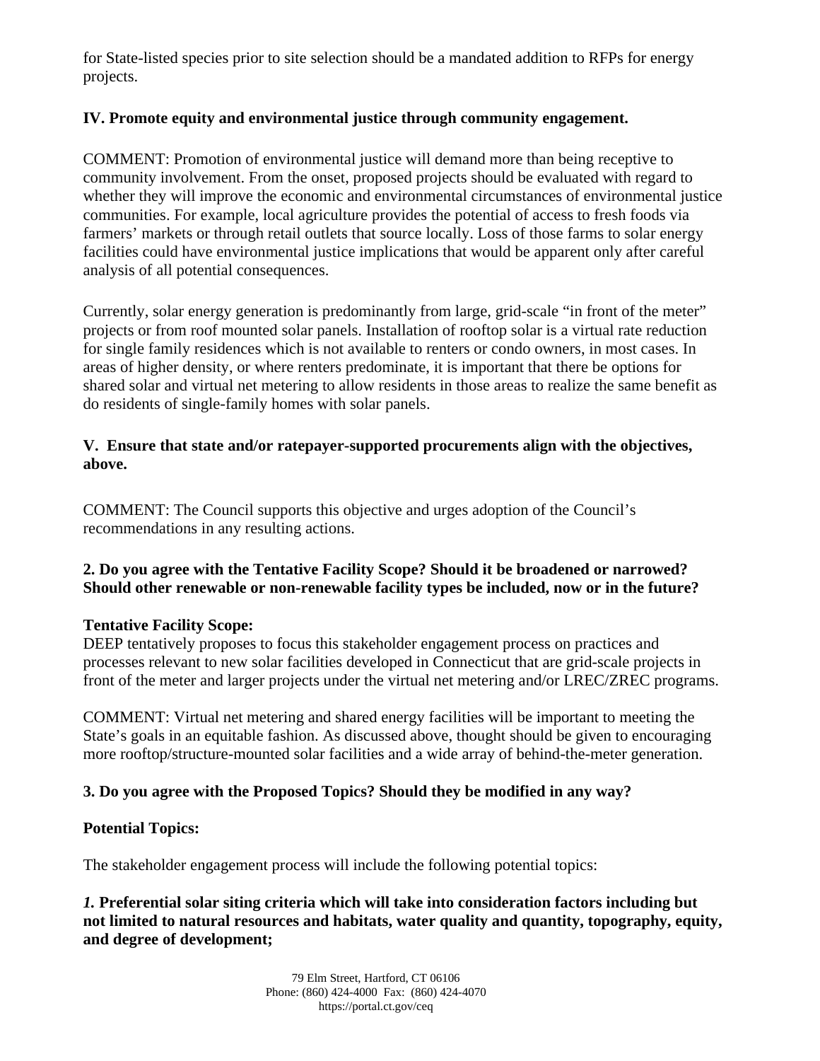for State-listed species prior to site selection should be a mandated addition to RFPs for energy projects.

**IV. Promote equity and environmental justice through community engagement.**

COMMENT: Promotion of environmental justice will demand more than being receptive to community involvement. From the onset, proposed projects should be evaluated with regard to whether they will improve the economic and environmental circumstances of environmental justice communities. For example, local agriculture provides the potential of access to fresh foods via farmers' markets or through retail outlets that source locally. Loss of those farms to solar energy facilities could have environmental justice implications that would be apparent only after careful analysis of all potential consequences.

Currently, solar energy generation is predominantly from large, grid-scale "in front of the meter" projects or from roof mounted solar panels. Installation of rooftop solar is a virtual rate reduction for single family residences which is not available to renters or condo owners, in most cases. In areas of higher density, or where renters predominate, it is important that there be options for shared solar and virtual net metering to allow residents in those areas to realize the same benefit as do residents of single-family homes with solar panels.

**V. Ensure that state and/or ratepayer-supported procurements align with the objectives, above.**

COMMENT: The Council supports this objective and urges adoption of the Council's recommendations in any resulting actions.

**2. Do you agree with the Tentative Facility Scope? Should it be broadened or narrowed? Should other renewable or non-renewable facility types be included, now or in the future?**

**Tentative Facility Scope:**
DEEP tentatively proposes to focus this stakeholder engagement process on practices and processes relevant to new solar facilities developed in Connecticut that are grid-scale projects in front of the meter and larger projects under the virtual net metering and/or LREC/ZREC programs.

COMMENT: Virtual net metering and shared energy facilities will be important to meeting the State's goals in an equitable fashion. As discussed above, thought should be given to encouraging more rooftop/structure-mounted solar facilities and a wide array of behind-the-meter generation.

**3. Do you agree with the Proposed Topics? Should they be modified in any way?**

**Potential Topics:**

The stakeholder engagement process will include the following potential topics:

***1.*** **Preferential solar siting criteria which will take into consideration factors including but not limited to natural resources and habitats, water quality and quantity, topography, equity, and degree of development;**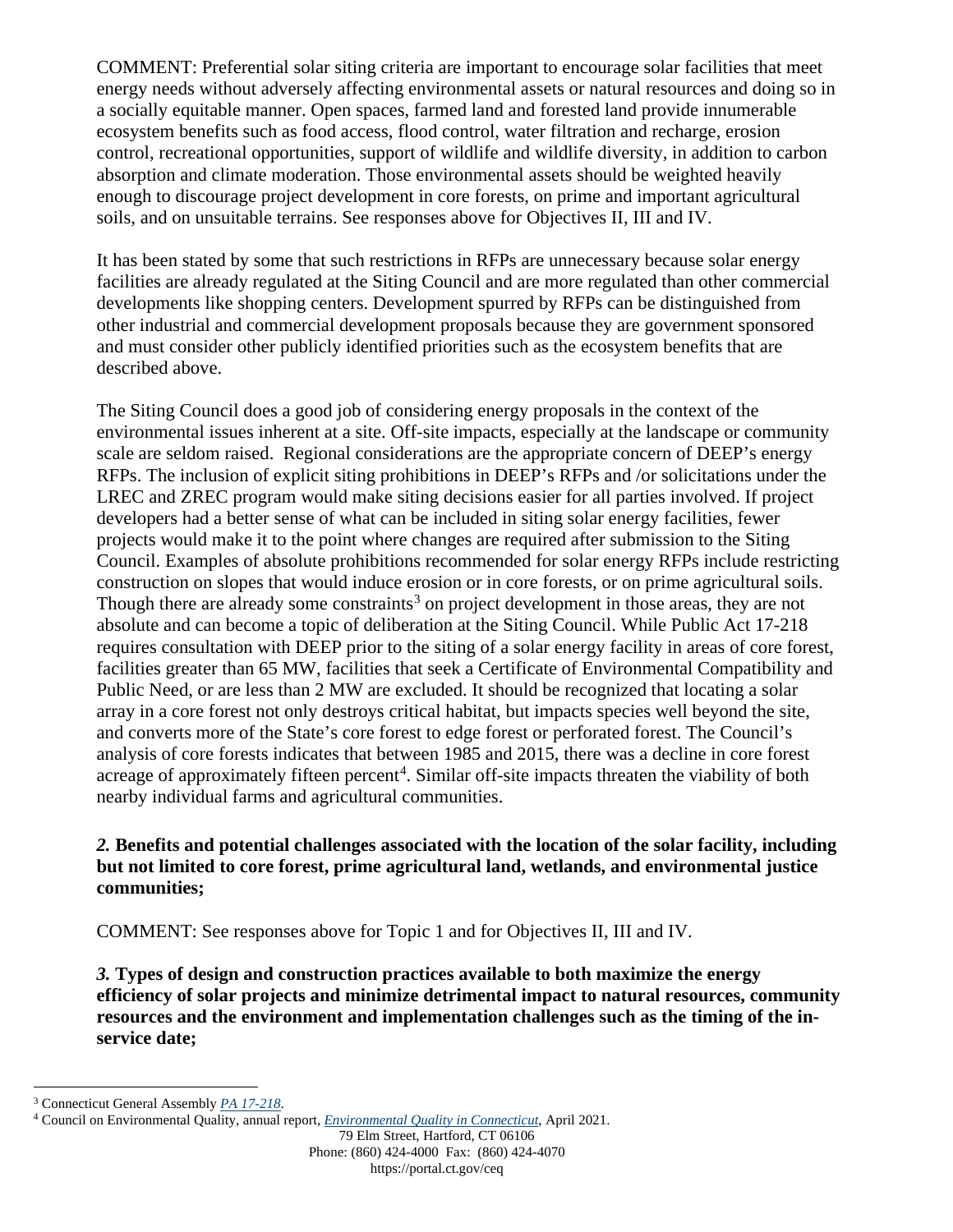COMMENT: Preferential solar siting criteria are important to encourage solar facilities that meet energy needs without adversely affecting environmental assets or natural resources and doing so in a socially equitable manner. Open spaces, farmed land and forested land provide innumerable ecosystem benefits such as food access, flood control, water filtration and recharge, erosion control, recreational opportunities, support of wildlife and wildlife diversity, in addition to carbon absorption and climate moderation. Those environmental assets should be weighted heavily enough to discourage project development in core forests, on prime and important agricultural soils, and on unsuitable terrains. See responses above for Objectives II, III and IV.

It has been stated by some that such restrictions in RFPs are unnecessary because solar energy facilities are already regulated at the Siting Council and are more regulated than other commercial developments like shopping centers. Development spurred by RFPs can be distinguished from other industrial and commercial development proposals because they are government sponsored and must consider other publicly identified priorities such as the ecosystem benefits that are described above.

The Siting Council does a good job of considering energy proposals in the context of the environmental issues inherent at a site. Off-site impacts, especially at the landscape or community scale are seldom raised. Regional considerations are the appropriate concern of DEEP's energy RFPs. The inclusion of explicit siting prohibitions in DEEP's RFPs and /or solicitations under the LREC and ZREC program would make siting decisions easier for all parties involved. If project developers had a better sense of what can be included in siting solar energy facilities, fewer projects would make it to the point where changes are required after submission to the Siting Council. Examples of absolute prohibitions recommended for solar energy RFPs include restricting construction on slopes that would induce erosion or in core forests, or on prime agricultural soils. Though there are already some constraints[3] on project development in those areas, they are not absolute and can become a topic of deliberation at the Siting Council. While Public Act 17-218 requires consultation with DEEP prior to the siting of a solar energy facility in areas of core forest, facilities greater than 65 MW, facilities that seek a Certificate of Environmental Compatibility and Public Need, or are less than 2 MW are excluded. It should be recognized that locating a solar array in a core forest not only destroys critical habitat, but impacts species well beyond the site, and converts more of the State's core forest to edge forest or perforated forest. The Council's analysis of core forests indicates that between 1985 and 2015, there was a decline in core forest acreage of approximately fifteen percent[4]. Similar off-site impacts threaten the viability of both nearby individual farms and agricultural communities.

***2.* Benefits and potential challenges associated with the location of the solar facility, including but not limited to core forest, prime agricultural land, wetlands, and environmental justice communities;**

COMMENT: See responses above for Topic 1 and for Objectives II, III and IV.

***3.* Types of design and construction practices available to both maximize the energy efficiency of solar projects and minimize detrimental impact to natural resources, community resources and the environment and implementation challenges such as the timing of the in-service date;**

---

[3] Connecticut General Assembly *PA 17-218*.

[4] Council on Environmental Quality, annual report, *Environmental Quality in Connecticut*, April 2021.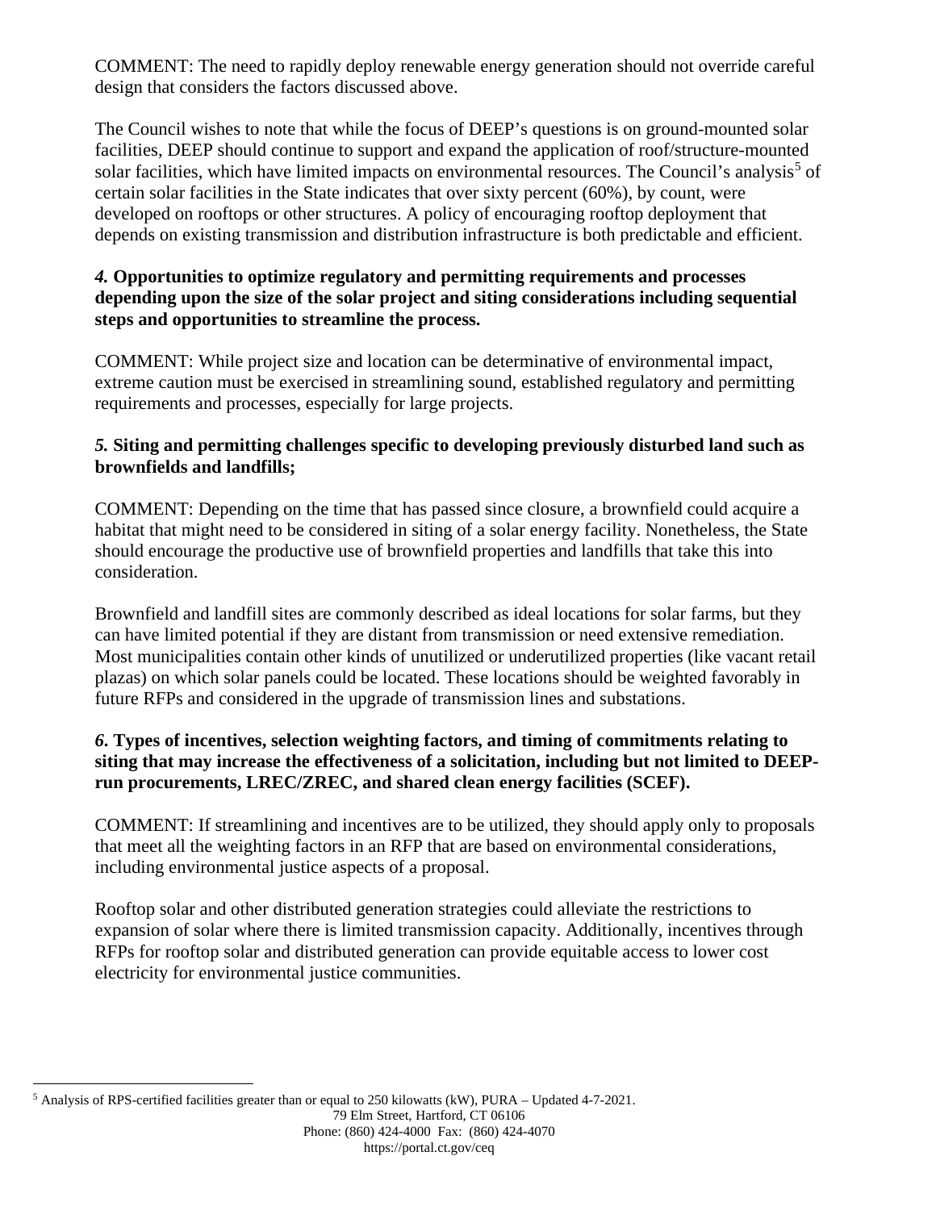COMMENT: The need to rapidly deploy renewable energy generation should not override careful design that considers the factors discussed above.

The Council wishes to note that while the focus of DEEP's questions is on ground-mounted solar facilities, DEEP should continue to support and expand the application of roof/structure-mounted solar facilities, which have limited impacts on environmental resources. The Council's analysis[5] of certain solar facilities in the State indicates that over sixty percent (60%), by count, were developed on rooftops or other structures. A policy of encouraging rooftop deployment that depends on existing transmission and distribution infrastructure is both predictable and efficient.

***4.* Opportunities to optimize regulatory and permitting requirements and processes depending upon the size of the solar project and siting considerations including sequential steps and opportunities to streamline the process.**

COMMENT: While project size and location can be determinative of environmental impact, extreme caution must be exercised in streamlining sound, established regulatory and permitting requirements and processes, especially for large projects.

***5.* Siting and permitting challenges specific to developing previously disturbed land such as brownfields and landfills;**

COMMENT: Depending on the time that has passed since closure, a brownfield could acquire a habitat that might need to be considered in siting of a solar energy facility. Nonetheless, the State should encourage the productive use of brownfield properties and landfills that take this into consideration.

Brownfield and landfill sites are commonly described as ideal locations for solar farms, but they can have limited potential if they are distant from transmission or need extensive remediation. Most municipalities contain other kinds of unutilized or underutilized properties (like vacant retail plazas) on which solar panels could be located. These locations should be weighted favorably in future RFPs and considered in the upgrade of transmission lines and substations.

***6.* Types of incentives, selection weighting factors, and timing of commitments relating to siting that may increase the effectiveness of a solicitation, including but not limited to DEEP-run procurements, LREC/ZREC, and shared clean energy facilities (SCEF).**

COMMENT: If streamlining and incentives are to be utilized, they should apply only to proposals that meet all the weighting factors in an RFP that are based on environmental considerations, including environmental justice aspects of a proposal.

Rooftop solar and other distributed generation strategies could alleviate the restrictions to expansion of solar where there is limited transmission capacity. Additionally, incentives through RFPs for rooftop solar and distributed generation can provide equitable access to lower cost electricity for environmental justice communities.

[5] Analysis of RPS-certified facilities greater than or equal to 250 kilowatts (kW), PURA – Updated 4-7-2021.

79 Elm Street, Hartford, CT 06106
Phone: (860) 424-4000 Fax: (860) 424-4070
https://portal.ct.gov/ceq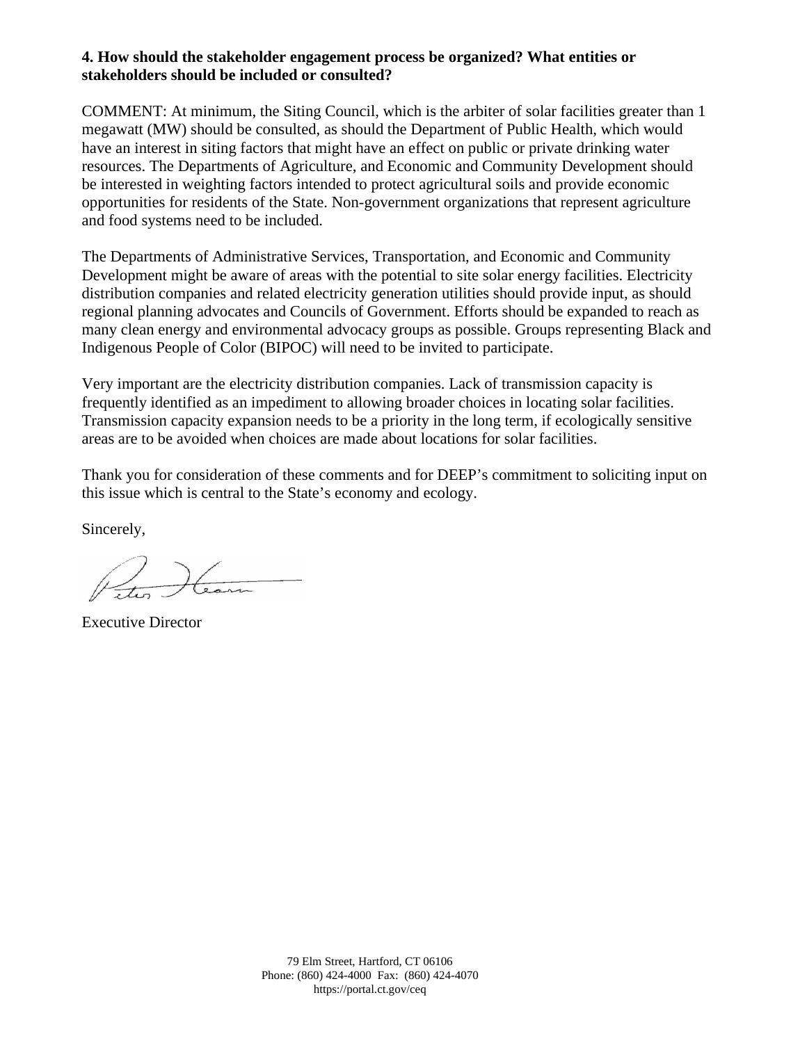**4. How should the stakeholder engagement process be organized? What entities or stakeholders should be included or consulted?**

COMMENT: At minimum, the Siting Council, which is the arbiter of solar facilities greater than 1 megawatt (MW) should be consulted, as should the Department of Public Health, which would have an interest in siting factors that might have an effect on public or private drinking water resources. The Departments of Agriculture, and Economic and Community Development should be interested in weighting factors intended to protect agricultural soils and provide economic opportunities for residents of the State. Non-government organizations that represent agriculture and food systems need to be included.

The Departments of Administrative Services, Transportation, and Economic and Community Development might be aware of areas with the potential to site solar energy facilities. Electricity distribution companies and related electricity generation utilities should provide input, as should regional planning advocates and Councils of Government. Efforts should be expanded to reach as many clean energy and environmental advocacy groups as possible. Groups representing Black and Indigenous People of Color (BIPOC) will need to be invited to participate.

Very important are the electricity distribution companies. Lack of transmission capacity is frequently identified as an impediment to allowing broader choices in locating solar facilities. Transmission capacity expansion needs to be a priority in the long term, if ecologically sensitive areas are to be avoided when choices are made about locations for solar facilities.

Thank you for consideration of these comments and for DEEP's commitment to soliciting input on this issue which is central to the State's economy and ecology.

Sincerely,

Peter Hearn

Executive Director

79 Elm Street, Hartford, CT 06106
Phone: (860) 424-4000 Fax: (860) 424-4070
https://portal.ct.gov/ceq